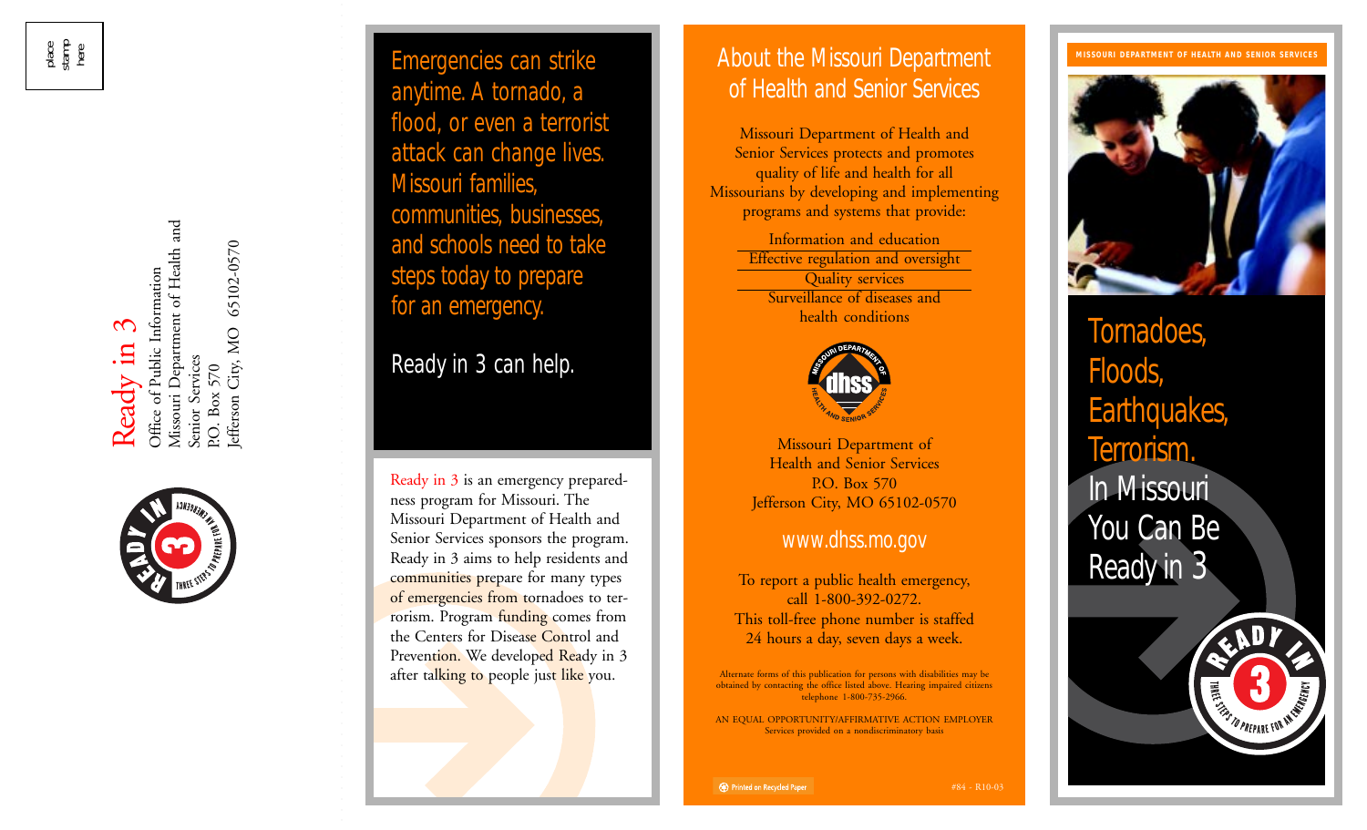place stamp here

Ready in 3
Office of Public Information
Missouri Department of Health and Senior Services
P.O. Box 570
Jefferson City, MO 65102-0570

Emergencies can strike anytime. A tornado, a flood, or even a terrorist attack can change lives. Missouri families, communities, businesses, and schools need to take steps today to prepare for an emergency.

Ready in 3 can help.

Ready in 3 is an emergency preparedness program for Missouri. The Missouri Department of Health and Senior Services sponsors the program. Ready in 3 aims to help residents and communities prepare for many types of emergencies from tornadoes to terrorism. Program funding comes from the Centers for Disease Control and Prevention. We developed Ready in 3 after talking to people just like you.

## About the Missouri Department of Health and Senior Services

Missouri Department of Health and Senior Services protects and promotes quality of life and health for all Missourians by developing and implementing programs and systems that provide:

- Information and education
- Effective regulation and oversight
- Quality services
- Surveillance of diseases and health conditions

Missouri Department of Health and Senior Services
P.O. Box 570
Jefferson City, MO 65102-0570

www.dhss.mo.gov

To report a public health emergency, call 1-800-392-0272. This toll-free phone number is staffed 24 hours a day, seven days a week.

Alternate forms of this publication for persons with disabilities may be obtained by contacting the office listed above. Hearing impaired citizens telephone 1-800-735-2966.

AN EQUAL OPPORTUNITY/AFFIRMATIVE ACTION EMPLOYER
Services provided on a nondiscriminatory basis

Printed on Recycled Paper

#84 - R10-03

MISSOURI DEPARTMENT OF HEALTH AND SENIOR SERVICES

# Tornadoes, Floods, Earthquakes, Terrorism. In Missouri You Can Be Ready in 3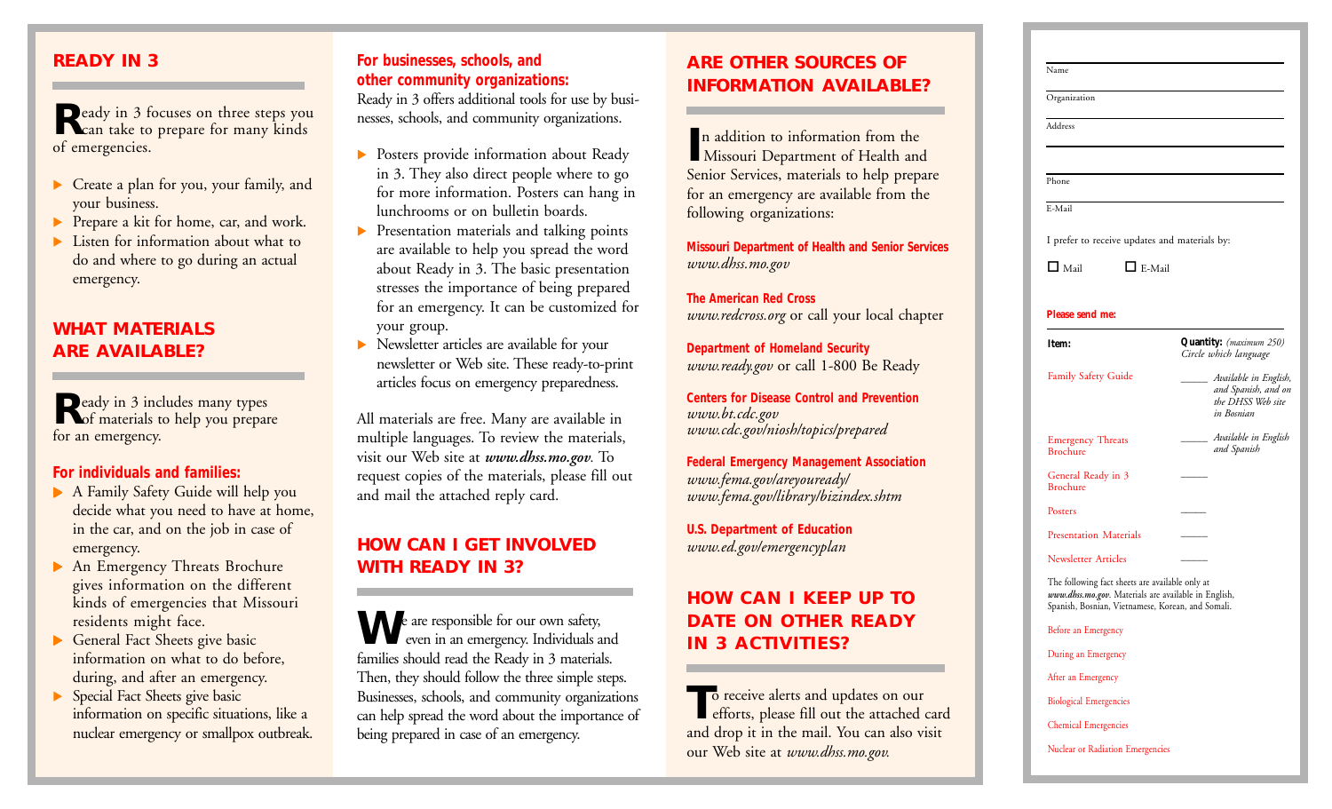## READY IN 3

Ready in 3 focuses on three steps you can take to prepare for many kinds of emergencies.

- Create a plan for you, your family, and your business.
- Prepare a kit for home, car, and work.
- Listen for information about what to do and where to go during an actual emergency.

## WHAT MATERIALS ARE AVAILABLE?

Ready in 3 includes many types of materials to help you prepare for an emergency.

### For individuals and families:

- A Family Safety Guide will help you decide what you need to have at home, in the car, and on the job in case of emergency.
- An Emergency Threats Brochure gives information on the different kinds of emergencies that Missouri residents might face.
- General Fact Sheets give basic information on what to do before, during, and after an emergency.
- Special Fact Sheets give basic information on specific situations, like a nuclear emergency or smallpox outbreak.

### For businesses, schools, and other community organizations:

Ready in 3 offers additional tools for use by businesses, schools, and community organizations.

- Posters provide information about Ready in 3. They also direct people where to go for more information. Posters can hang in lunchrooms or on bulletin boards.
- Presentation materials and talking points are available to help you spread the word about Ready in 3. The basic presentation stresses the importance of being prepared for an emergency. It can be customized for your group.
- Newsletter articles are available for your newsletter or Web site. These ready-to-print articles focus on emergency preparedness.

All materials are free. Many are available in multiple languages. To review the materials, visit our Web site at ***www.dhss.mo.gov***. To request copies of the materials, please fill out and mail the attached reply card.

## HOW CAN I GET INVOLVED WITH READY IN 3?

We are responsible for our own safety, even in an emergency. Individuals and families should read the Ready in 3 materials. Then, they should follow the three simple steps. Businesses, schools, and community organizations can help spread the word about the importance of being prepared in case of an emergency.

## ARE OTHER SOURCES OF INFORMATION AVAILABLE?

In addition to information from the Missouri Department of Health and Senior Services, materials to help prepare for an emergency are available from the following organizations:

**Missouri Department of Health and Senior Services**
*www.dhss.mo.gov*

**The American Red Cross**
*www.redcross.org* or call your local chapter

**Department of Homeland Security**
*www.ready.gov* or call 1-800 Be Ready

**Centers for Disease Control and Prevention**
*www.bt.cdc.gov*
*www.cdc.gov/niosh/topics/prepared*

**Federal Emergency Management Association**
*www.fema.gov/areyouready/*
*www.fema.gov/library/bizindex.shtm*

**U.S. Department of Education**
*www.ed.gov/emergencyplan*

## HOW CAN I KEEP UP TO DATE ON OTHER READY IN 3 ACTIVITIES?

To receive alerts and updates on our efforts, please fill out the attached card and drop it in the mail. You can also visit our Web site at *www.dhss.mo.gov.*

---

Name ______________________

Organization ______________________

Address ______________________

______________________

Phone ______________________

E-Mail ______________________

I prefer to receive updates and materials by:

☐ Mail ☐ E-Mail

**Please send me:**

| Item: | Quantity: *(maximum 250) Circle which language* |
|---|---|
| Family Safety Guide | _____ *Available in English, and Spanish, and on the DHSS Web site in Bosnian* |
| Emergency Threats Brochure | _____ *Available in English and Spanish* |
| General Ready in 3 Brochure | _____ |
| Posters | _____ |
| Presentation Materials | _____ |
| Newsletter Articles | _____ |

The following fact sheets are available only at ***www.dhss.mo.gov***. Materials are available in English, Spanish, Bosnian, Vietnamese, Korean, and Somali.

Before an Emergency

During an Emergency

After an Emergency

Biological Emergencies

Chemical Emergencies

Nuclear or Radiation Emergencies